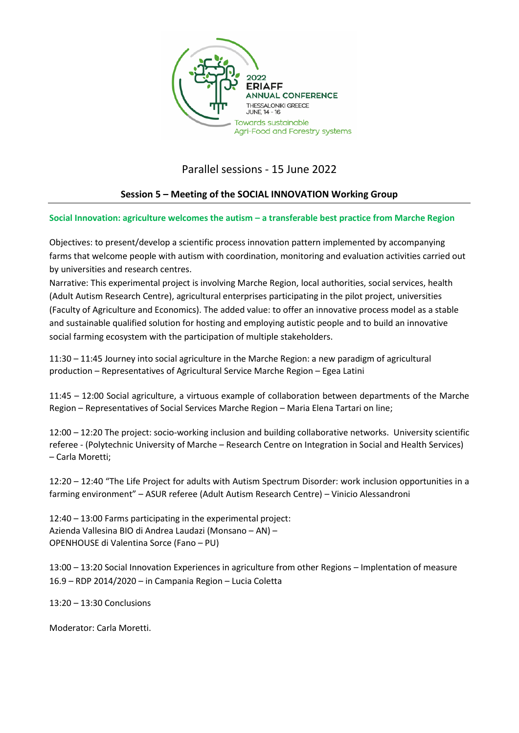2022
ERIAFF
ANNUAL CONFERENCE
THESSALONIKI GREECE
JUNE, 14 - 16
Towards sustainable
Agri-Food and Forestry systems

# Parallel sessions - 15 June 2022

## Session 5 – Meeting of the SOCIAL INNOVATION Working Group

### Social Innovation: agriculture welcomes the autism – a transferable best practice from Marche Region

Objectives: to present/develop a scientific process innovation pattern implemented by accompanying farms that welcome people with autism with coordination, monitoring and evaluation activities carried out by universities and research centres.

Narrative: This experimental project is involving Marche Region, local authorities, social services, health (Adult Autism Research Centre), agricultural enterprises participating in the pilot project, universities (Faculty of Agriculture and Economics). The added value: to offer an innovative process model as a stable and sustainable qualified solution for hosting and employing autistic people and to build an innovative social farming ecosystem with the participation of multiple stakeholders.

11:30 – 11:45 Journey into social agriculture in the Marche Region: a new paradigm of agricultural production – Representatives of Agricultural Service Marche Region – Egea Latini

11:45 – 12:00 Social agriculture, a virtuous example of collaboration between departments of the Marche Region – Representatives of Social Services Marche Region – Maria Elena Tartari on line;

12:00 – 12:20 The project: socio-working inclusion and building collaborative networks. University scientific referee - (Polytechnic University of Marche – Research Centre on Integration in Social and Health Services) – Carla Moretti;

12:20 – 12:40 "The Life Project for adults with Autism Spectrum Disorder: work inclusion opportunities in a farming environment" – ASUR referee (Adult Autism Research Centre) – Vinicio Alessandroni

12:40 – 13:00 Farms participating in the experimental project:
Azienda Vallesina BIO di Andrea Laudazi (Monsano – AN) –
OPENHOUSE di Valentina Sorce (Fano – PU)

13:00 – 13:20 Social Innovation Experiences in agriculture from other Regions – Implentation of measure 16.9 – RDP 2014/2020 – in Campania Region – Lucia Coletta

13:20 – 13:30 Conclusions

Moderator: Carla Moretti.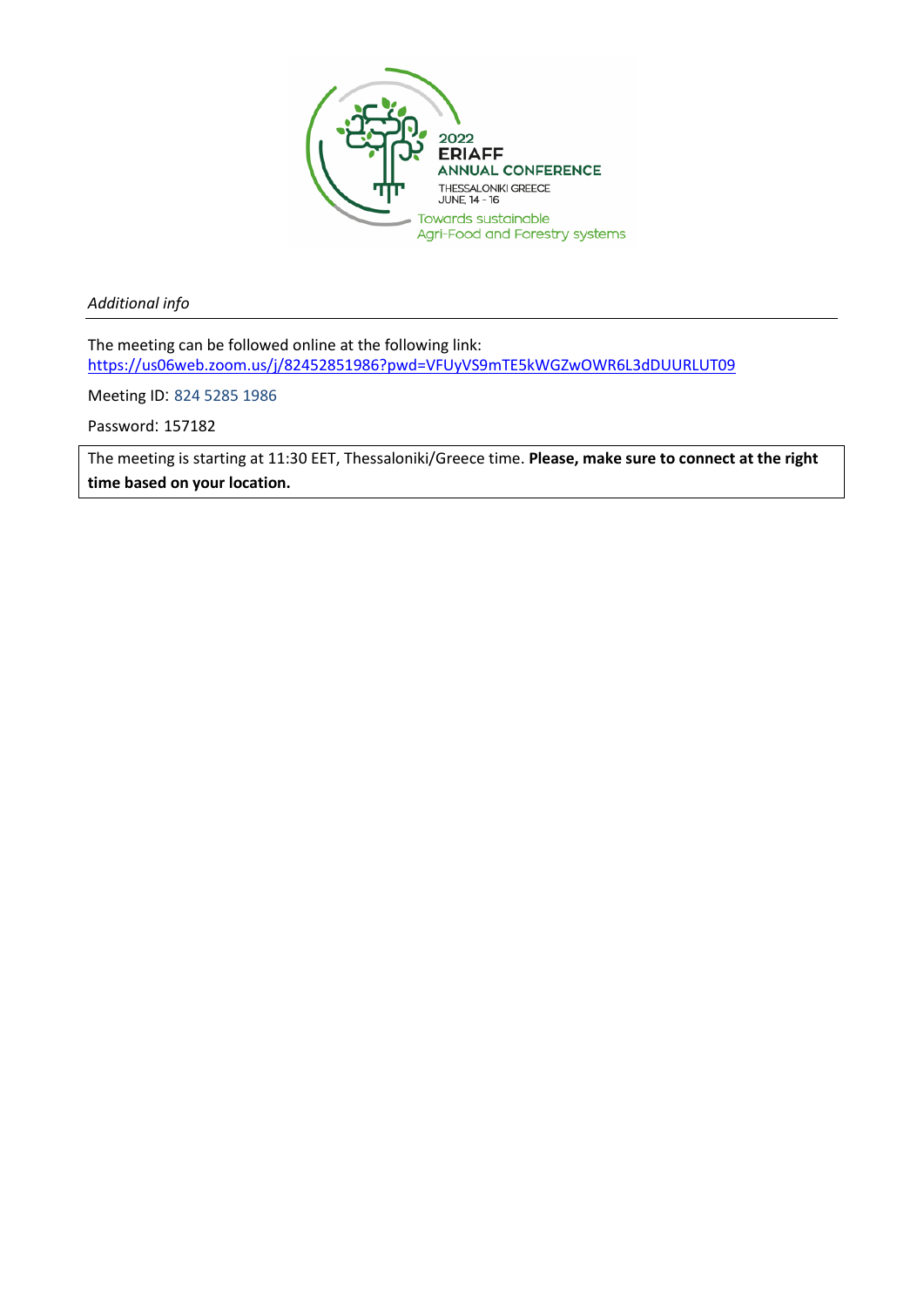*Additional info*

The meeting can be followed online at the following link:
https://us06web.zoom.us/j/82452851986?pwd=VFUyVS9mTE5kWGZwOWR6L3dDUURLUT09

Meeting ID: 824 5285 1986

Password: 157182

The meeting is starting at 11:30 EET, Thessaloniki/Greece time. **Please, make sure to connect at the right time based on your location.**